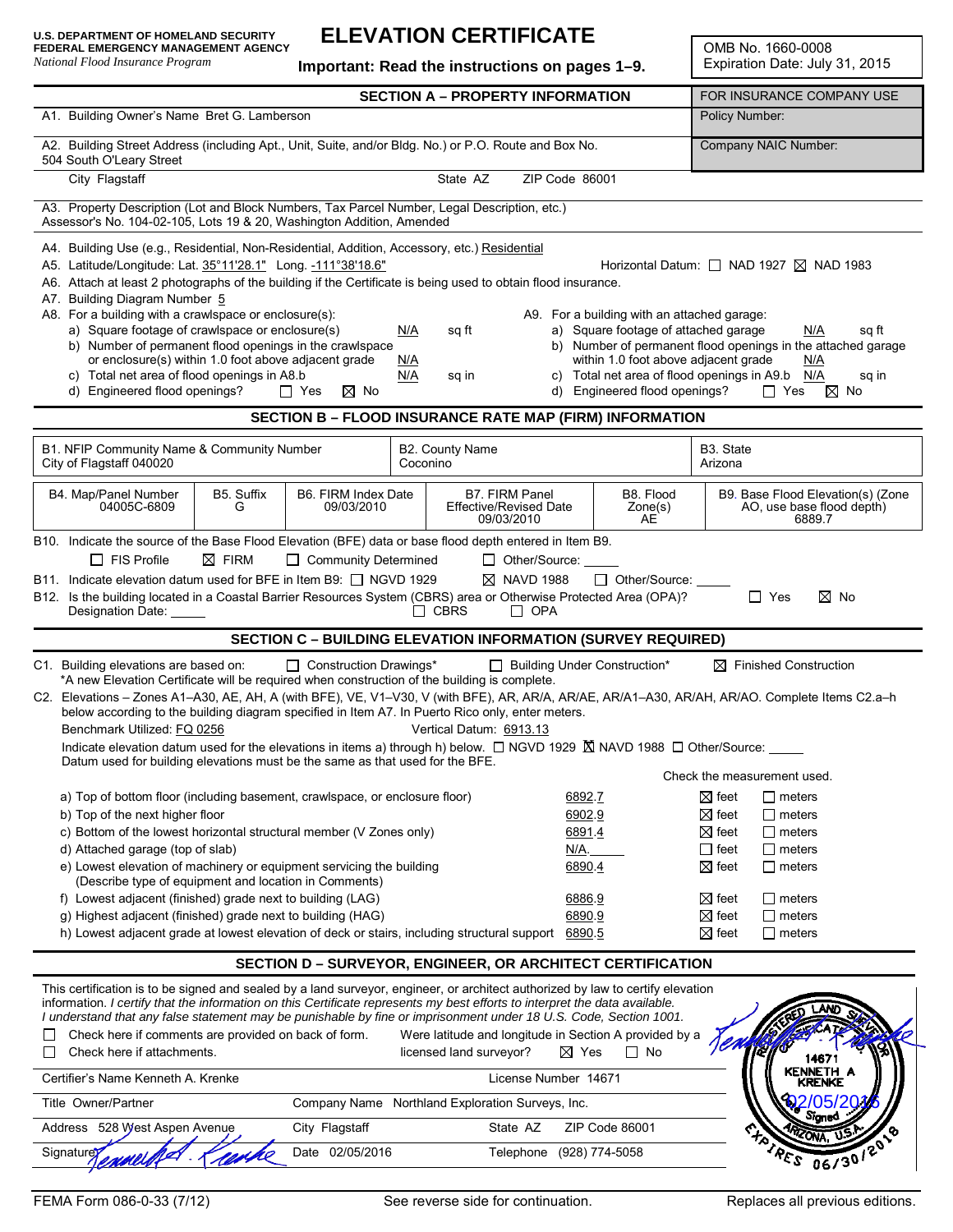U.S. DEPARTMENT OF HOMELAND SECURITY
FEDERAL EMERGENCY MANAGEMENT AGENCY
*National Flood Insurance Program*

# ELEVATION CERTIFICATE

**Important: Read the instructions on pages 1–9.**

OMB No. 1660-0008
Expiration Date: July 31, 2015

## SECTION A – PROPERTY INFORMATION

| | FOR INSURANCE COMPANY USE |
|---|---|
| A1. Building Owner's Name Bret G. Lamberson | Policy Number: |
| A2. Building Street Address (including Apt., Unit, Suite, and/or Bldg. No.) or P.O. Route and Box No. 504 South O'Leary Street | Company NAIC Number: |
| City Flagstaff State AZ ZIP Code 86001 | |

A3. Property Description (Lot and Block Numbers, Tax Parcel Number, Legal Description, etc.)
Assessor's No. 104-02-105, Lots 19 & 20, Washington Addition, Amended

A4. Building Use (e.g., Residential, Non-Residential, Addition, Accessory, etc.) Residential

A5. Latitude/Longitude: Lat. 35°11'28.1" Long. -111°38'18.6" Horizontal Datum: ☐ NAD 1927 ☒ NAD 1983

A6. Attach at least 2 photographs of the building if the Certificate is being used to obtain flood insurance.

A7. Building Diagram Number 5

A8. For a building with a crawlspace or enclosure(s):
- a) Square footage of crawlspace or enclosure(s) N/A sq ft
- b) Number of permanent flood openings in the crawlspace or enclosure(s) within 1.0 foot above adjacent grade N/A
- c) Total net area of flood openings in A8.b N/A sq in
- d) Engineered flood openings? ☐ Yes ☒ No

A9. For a building with an attached garage:
- a) Square footage of attached garage N/A sq ft
- b) Number of permanent flood openings in the attached garage within 1.0 foot above adjacent grade N/A
- c) Total net area of flood openings in A9.b N/A sq in
- d) Engineered flood openings? ☐ Yes ☒ No

## SECTION B – FLOOD INSURANCE RATE MAP (FIRM) INFORMATION

| B1. NFIP Community Name & Community Number | B2. County Name | B3. State |
|---|---|---|
| City of Flagstaff 040020 | Coconino | Arizona |

| B4. Map/Panel Number | B5. Suffix | B6. FIRM Index Date | B7. FIRM Panel Effective/Revised Date | B8. Flood Zone(s) | B9. Base Flood Elevation(s) (Zone AO, use base flood depth) |
|---|---|---|---|---|---|
| 04005C-6809 | G | 09/03/2010 | 09/03/2010 | AE | 6889.7 |

B10. Indicate the source of the Base Flood Elevation (BFE) data or base flood depth entered in Item B9.
☐ FIS Profile ☒ FIRM ☐ Community Determined ☐ Other/Source: _____

B11. Indicate elevation datum used for BFE in Item B9: ☐ NGVD 1929 ☒ NAVD 1988 ☐ Other/Source: _____

B12. Is the building located in a Coastal Barrier Resources System (CBRS) area or Otherwise Protected Area (OPA)? ☐ Yes ☒ No
Designation Date: _____ ☐ CBRS ☐ OPA

## SECTION C – BUILDING ELEVATION INFORMATION (SURVEY REQUIRED)

C1. Building elevations are based on: ☐ Construction Drawings* ☐ Building Under Construction* ☒ Finished Construction
*A new Elevation Certificate will be required when construction of the building is complete.

C2. Elevations – Zones A1–A30, AE, AH, A (with BFE), VE, V1–V30, V (with BFE), AR, AR/A, AR/AE, AR/A1–A30, AR/AH, AR/AO. Complete Items C2.a–h below according to the building diagram specified in Item A7. In Puerto Rico only, enter meters.

Benchmark Utilized: FQ 0256 Vertical Datum: 6913.13

Indicate elevation datum used for the elevations in items a) through h) below. ☐ NGVD 1929 ☒ NAVD 1988 ☐ Other/Source: _____
Datum used for building elevations must be the same as that used for the BFE.

| | Elevation | Check the measurement used. |
|---|---|---|
| a) Top of bottom floor (including basement, crawlspace, or enclosure floor) | 6892.7 | ☒ feet ☐ meters |
| b) Top of the next higher floor | 6902.9 | ☒ feet ☐ meters |
| c) Bottom of the lowest horizontal structural member (V Zones only) | 6891.4 | ☒ feet ☐ meters |
| d) Attached garage (top of slab) | N/A. | ☐ feet ☐ meters |
| e) Lowest elevation of machinery or equipment servicing the building (Describe type of equipment and location in Comments) | 6890.4 | ☒ feet ☐ meters |
| f) Lowest adjacent (finished) grade next to building (LAG) | 6886.9 | ☒ feet ☐ meters |
| g) Highest adjacent (finished) grade next to building (HAG) | 6890.9 | ☒ feet ☐ meters |
| h) Lowest adjacent grade at lowest elevation of deck or stairs, including structural support | 6890.5 | ☒ feet ☐ meters |

## SECTION D – SURVEYOR, ENGINEER, OR ARCHITECT CERTIFICATION

This certification is to be signed and sealed by a land surveyor, engineer, or architect authorized by law to certify elevation information. *I certify that the information on this Certificate represents my best efforts to interpret the data available. I understand that any false statement may be punishable by fine or imprisonment under 18 U.S. Code, Section 1001.*

☐ Check here if comments are provided on back of form.
☐ Check here if attachments.

Were latitude and longitude in Section A provided by a licensed land surveyor? ☒ Yes ☐ No

Certifier's Name Kenneth A. Krenke License Number 14671

Title Owner/Partner Company Name Northland Exploration Surveys, Inc.

Address 528 West Aspen Avenue City Flagstaff State AZ ZIP Code 86001

Signature *Kenneth A. Krenke* Date 02/05/2016 Telephone (928) 774-5058

(Seal: Registered Land Surveyor, Certificate 14671, Kenneth A. Krenke, Arizona, U.S.A., Signed 02/05/2016, Expires 06/30/2018)

FEMA Form 086-0-33 (7/12) See reverse side for continuation. Replaces all previous editions.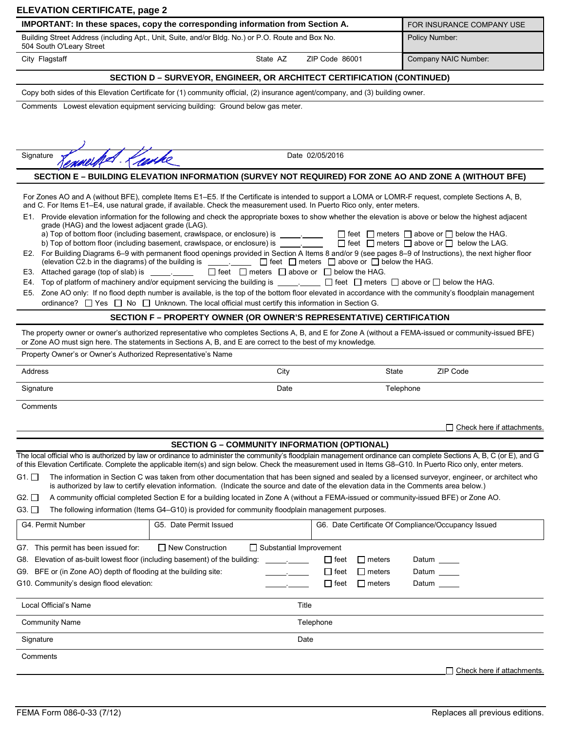# ELEVATION CERTIFICATE, page 2

| IMPORTANT: In these spaces, copy the corresponding information from Section A. | | | FOR INSURANCE COMPANY USE |
|---|---|---|---|
| Building Street Address (including Apt., Unit, Suite, and/or Bldg. No.) or P.O. Route and Box No. 504 South O'Leary Street | | | Policy Number: |
| City Flagstaff | State AZ | ZIP Code 86001 | Company NAIC Number: |

## SECTION D – SURVEYOR, ENGINEER, OR ARCHITECT CERTIFICATION (CONTINUED)

Copy both sides of this Elevation Certificate for (1) community official, (2) insurance agent/company, and (3) building owner.

Comments Lowest elevation equipment servicing building: Ground below gas meter.

Signature [signature] Date 02/05/2016

## SECTION E – BUILDING ELEVATION INFORMATION (SURVEY NOT REQUIRED) FOR ZONE AO AND ZONE A (WITHOUT BFE)

For Zones AO and A (without BFE), complete Items E1–E5. If the Certificate is intended to support a LOMA or LOMR-F request, complete Sections A, B, and C. For Items E1–E4, use natural grade, if available. Check the measurement used. In Puerto Rico only, enter meters.

E1. Provide elevation information for the following and check the appropriate boxes to show whether the elevation is above or below the highest adjacent grade (HAG) and the lowest adjacent grade (LAG).
- a) Top of bottom floor (including basement, crawlspace, or enclosure) is _____._____ ☐ feet ☐ meters ☐ above or ☐ below the HAG.
- b) Top of bottom floor (including basement, crawlspace, or enclosure) is _____._____ ☐ feet ☐ meters ☐ above or ☐ below the LAG.

E2. For Building Diagrams 6–9 with permanent flood openings provided in Section A Items 8 and/or 9 (see pages 8–9 of Instructions), the next higher floor (elevation C2.b in the diagrams) of the building is _____._____ ☐ feet ☐ meters ☐ above or ☐ below the HAG.

E3. Attached garage (top of slab) is _____._____ ☐ feet ☐ meters ☐ above or ☐ below the HAG.

E4. Top of platform of machinery and/or equipment servicing the building is _____._____ ☐ feet ☐ meters ☐ above or ☐ below the HAG.

E5. Zone AO only: If no flood depth number is available, is the top of the bottom floor elevated in accordance with the community's floodplain management ordinance? ☐ Yes ☐ No ☐ Unknown. The local official must certify this information in Section G.

## SECTION F – PROPERTY OWNER (OR OWNER'S REPRESENTATIVE) CERTIFICATION

The property owner or owner's authorized representative who completes Sections A, B, and E for Zone A (without a FEMA-issued or community-issued BFE) or Zone AO must sign here. The statements in Sections A, B, and E are correct to the best of my knowledge.

Property Owner's or Owner's Authorized Representative's Name

Address | City | State | ZIP Code

Signature | Date | Telephone

Comments

☐ Check here if attachments.

## SECTION G – COMMUNITY INFORMATION (OPTIONAL)

The local official who is authorized by law or ordinance to administer the community's floodplain management ordinance can complete Sections A, B, C (or E), and G of this Elevation Certificate. Complete the applicable item(s) and sign below. Check the measurement used in Items G8–G10. In Puerto Rico only, enter meters.

G1. ☐ The information in Section C was taken from other documentation that has been signed and sealed by a licensed surveyor, engineer, or architect who is authorized by law to certify elevation information. (Indicate the source and date of the elevation data in the Comments area below.)

G2. ☐ A community official completed Section E for a building located in Zone A (without a FEMA-issued or community-issued BFE) or Zone AO.

G3. ☐ The following information (Items G4–G10) is provided for community floodplain management purposes.

| G4. Permit Number | G5. Date Permit Issued | G6. Date Certificate Of Compliance/Occupancy Issued |
|---|---|---|
| | | |

G7. This permit has been issued for: ☐ New Construction ☐ Substantial Improvement

G8. Elevation of as-built lowest floor (including basement) of the building: _____._____ ☐ feet ☐ meters Datum _____

G9. BFE or (in Zone AO) depth of flooding at the building site: _____._____ ☐ feet ☐ meters Datum _____

G10. Community's design flood elevation: _____._____ ☐ feet ☐ meters Datum _____

Local Official's Name | Title

Community Name | Telephone

Signature | Date

Comments

☐ Check here if attachments.

FEMA Form 086-0-33 (7/12) Replaces all previous editions.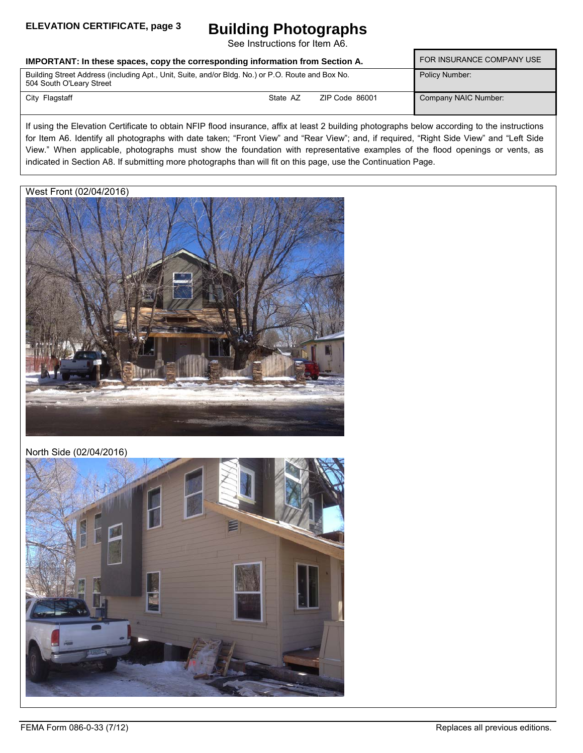**ELEVATION CERTIFICATE, page 3**

# Building Photographs

See Instructions for Item A6.

| IMPORTANT: In these spaces, copy the corresponding information from Section A. | | | FOR INSURANCE COMPANY USE |
|---|---|---|---|
| Building Street Address (including Apt., Unit, Suite, and/or Bldg. No.) or P.O. Route and Box No. 504 South O'Leary Street | | | Policy Number: |
| City Flagstaff | State AZ | ZIP Code 86001 | Company NAIC Number: |

If using the Elevation Certificate to obtain NFIP flood insurance, affix at least 2 building photographs below according to the instructions for Item A6. Identify all photographs with date taken; "Front View" and "Rear View"; and, if required, "Right Side View" and "Left Side View." When applicable, photographs must show the foundation with representative examples of the flood openings or vents, as indicated in Section A8. If submitting more photographs than will fit on this page, use the Continuation Page.

West Front (02/04/2016)

North Side (02/04/2016)

FEMA Form 086-0-33 (7/12) Replaces all previous editions.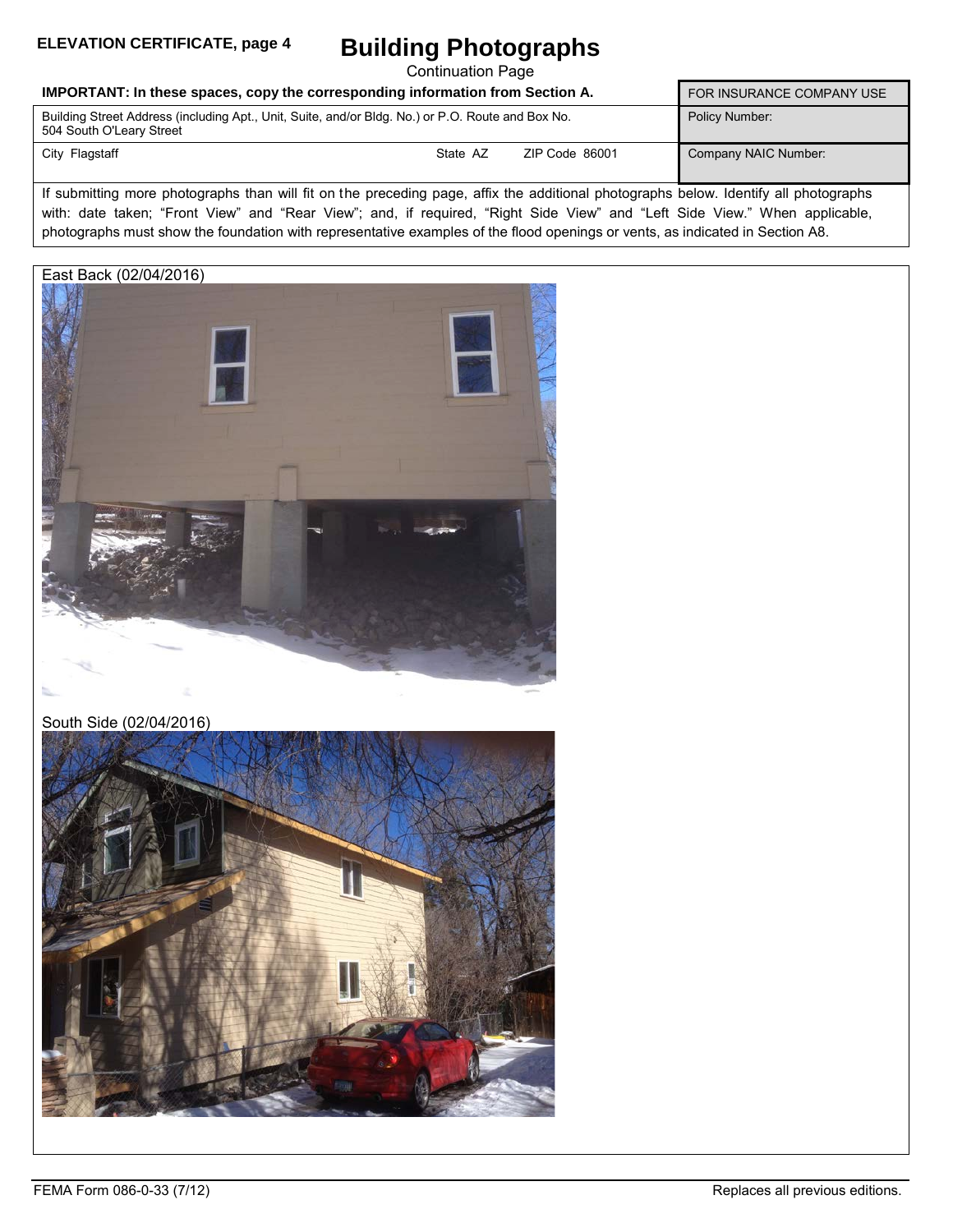**ELEVATION CERTIFICATE, page 4**

# Building Photographs

Continuation Page

| IMPORTANT: In these spaces, copy the corresponding information from Section A. | | | FOR INSURANCE COMPANY USE |
|---|---|---|---|
| Building Street Address (including Apt., Unit, Suite, and/or Bldg. No.) or P.O. Route and Box No. 504 South O'Leary Street | | | Policy Number: |
| City Flagstaff | State AZ | ZIP Code 86001 | Company NAIC Number: |

If submitting more photographs than will fit on the preceding page, affix the additional photographs below. Identify all photographs with: date taken; "Front View" and "Rear View"; and, if required, "Right Side View" and "Left Side View." When applicable, photographs must show the foundation with representative examples of the flood openings or vents, as indicated in Section A8.

East Back (02/04/2016)

South Side (02/04/2016)

FEMA Form 086-0-33 (7/12)

Replaces all previous editions.